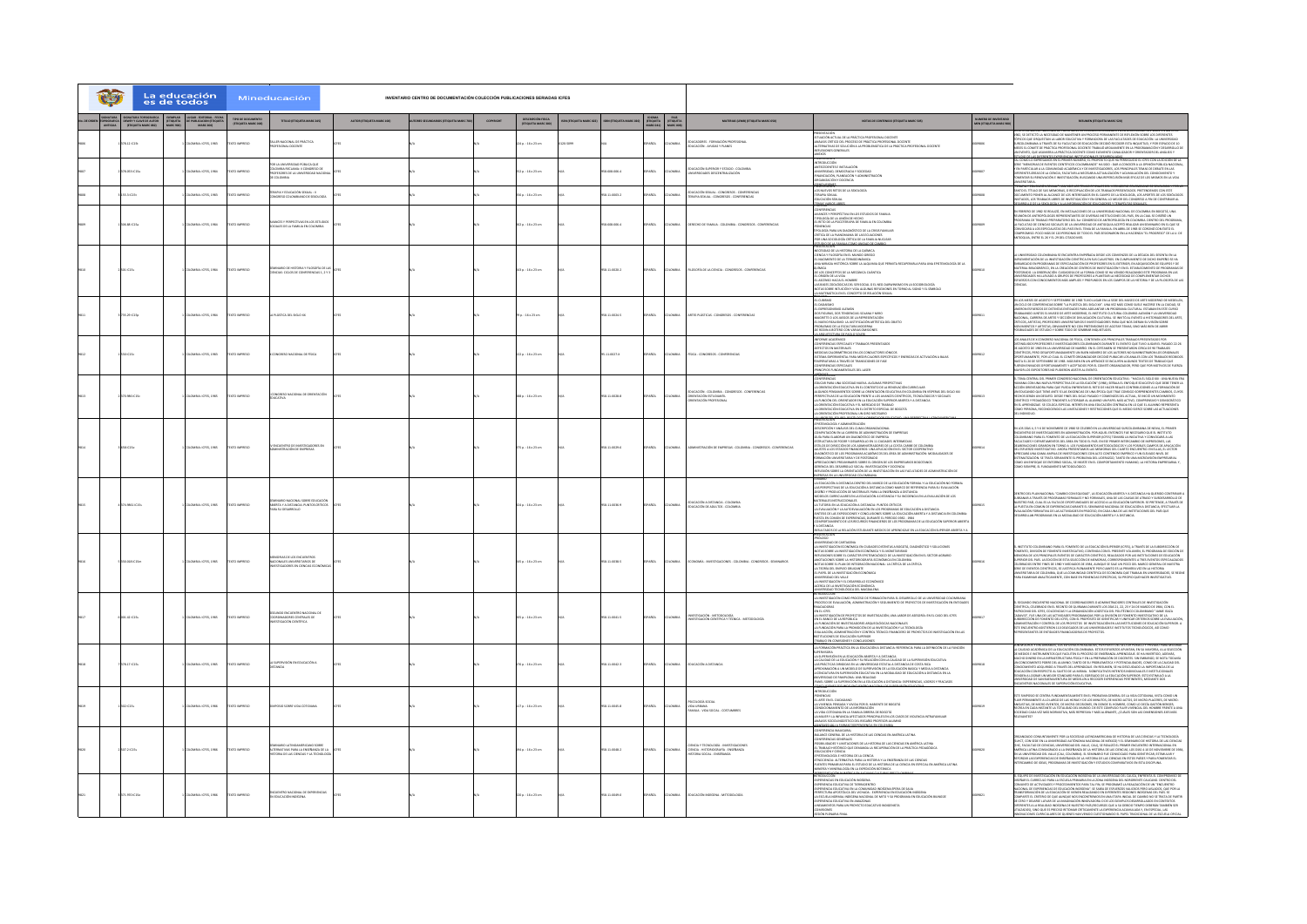# INVENTARIO CENTRO DE DOCUMENTACIÓN COLECCIÓN PUBLICACIONES SERIADAS ICFES

| SIGNATURA TOPOGRÁFICA VIGENTE | EJEMPLAR | LUGAR - EDITORIAL - FECHA | TIPO DE DOCUMENTO | TÍTULO | AUTOR | DESCRIPCIÓN FÍSICA | IDIOMA | PAÍS | MATERIAS |
|---|---|---|---|---|---|---|---|---|---|
| 378.12 IC15t | 1 | COLOMBIA: ICFES, 1985 | TEXTO IMPRESO | TALLER NACIONAL DE PRÁCTICA PROFESIONAL DOCENTE | ICFES | 124 p. ; 16 x 23 cm | ESPAÑOL | COLOMBIA | EDUCADORES - FORMACIÓN PROFESIONAL; EDUCACIÓN - AYUDAS Y PLANES |
| 378.053 IC15u | 1 | COLOMBIA: ICFES, 1985 | TEXTO IMPRESO | POR LA UNIVERSIDAD PÚBLICA QUE COLOMBIA NECESITA: II CONGRESO DE PROFESORES DE LA UNIVERSIDAD NACIONAL DE COLOMBIA | ICFES | | ESPAÑOL | COLOMBIA | EDUCACIÓN SUPERIOR Y ESTADO - COLOMBIA; UNIVERSIDADES DESCENTRALIZACIÓN |
| 155.3 IC15t | 1 | COLOMBIA: ICFES, 1986 | TEXTO IMPRESO | TERAPIA Y EDUCACIÓN SEXUAL: II CONGRESO COLOMBIANO DE SEXOLOGÍA | ICFES | | ESPAÑOL | COLOMBIA | EDUCACIÓN SEXUAL - CONGRESOS - CONFERENCIAS; TERAPIA SEXUAL - CONGRESOS - CONFERENCIAS |
| 306.85 IC15a | 1 | COLOMBIA: ICFES, 1986 | TEXTO IMPRESO | AVANCES Y PERSPECTIVAS EN LOS ESTUDIOS SOCIALES DE LA FAMILIA EN COLOMBIA | ICFES | | ESPAÑOL | COLOMBIA | DERECHO DE FAMILIA - COLOMBIA - CONGRESOS - CONFERENCIAS |
| 501 IC15s | 1 | COLOMBIA: ICFES, 1986 | TEXTO IMPRESO | SEMINARIO DE HISTORIA Y FILOSOFÍA DE LAS CIENCIAS: CICLOS DE CONFERENCIAS 1, 2 Y 3 | ICFES | | ESPAÑOL | COLOMBIA | FILOSOFÍA DE LA CIENCIA - CONGRESOS - CONFERENCIAS |
| 759.09 IC15p | 1 | COLOMBIA: ICFES, 1986 | TEXTO IMPRESO | LA PLÁSTICA DEL SIGLO XX | ICFES | | ESPAÑOL | COLOMBIA | ARTES PLÁSTICAS - CONFERENCIAS |
| 530 IC15c | 1 | COLOMBIA: ICFES, 1986 | TEXTO IMPRESO | CONGRESO NACIONAL DE FÍSICA | ICFES | | ESPAÑOL | COLOMBIA | FÍSICA - CONGRESOS - CONFERENCIAS |
| 370.986 IC15c | 1 | COLOMBIA: ICFES, 1986 | TEXTO IMPRESO | CONGRESO NACIONAL DE ORIENTACIÓN EDUCATIVA | ICFES | | ESPAÑOL | COLOMBIA | EDUCACIÓN - COLOMBIA - CONGRESOS - CONFERENCIAS; ORIENTACIÓN PROFESIONAL |
| 658 IC15e | 1 | COLOMBIA: ICFES, 1986 | TEXTO IMPRESO | II ENCUENTRO DE INVESTIGADORES EN ADMINISTRACIÓN DE EMPRESAS | ICFES | | ESPAÑOL | COLOMBIA | ADMINISTRACIÓN DE EMPRESAS - COLOMBIA - CONGRESOS - CONFERENCIAS |
| 374.986 IC15s | 1 | COLOMBIA: ICFES, 1986 | TEXTO IMPRESO | SEMINARIO NACIONAL SOBRE EDUCACIÓN ABIERTA Y A DISTANCIA: PUNTOS CRÍTICOS PARA SU DESARROLLO | ICFES | | ESPAÑOL | COLOMBIA | EDUCACIÓN A DISTANCIA - COLOMBIA; EDUCACIÓN DE ADULTOS - COLOMBIA |
| 330.0 IC15m | 1 | COLOMBIA: ICFES, 1986 | TEXTO IMPRESO | MEMORIAS DE LOS ENCUENTROS NACIONALES UNIVERSITARIOS DE INVESTIGADORES EN CIENCIAS ECONÓMICAS | ICFES | | ESPAÑOL | COLOMBIA | ECONOMÍA - INVESTIGACIONES - COLOMBIA - CONGRESOS - SEMINARIOS |
| 001.42 IC15s | 1 | COLOMBIA: ICFES, 1986 | TEXTO IMPRESO | SEGUNDO ENCUENTRO NACIONAL DE COORDINADORES CENTRALES DE INVESTIGACIÓN CIENTÍFICA | ICFES | | ESPAÑOL | COLOMBIA | INVESTIGACIÓN - METODOLOGÍA; INVESTIGACIÓN CIENTÍFICA Y TÉCNICA - METODOLOGÍA |
| 374.17 IC15s | 1 | COLOMBIA: ICFES, 1986 | TEXTO IMPRESO | LA SUPERVISIÓN EN EDUCACIÓN A DISTANCIA | ICFES | | ESPAÑOL | COLOMBIA | EDUCACIÓN A DISTANCIA |
| 302 IC15s | 1 | COLOMBIA: ICFES, 1986 | TEXTO IMPRESO | SIMPOSIO SOBRE VIDA COTIDIANA | ICFES | | ESPAÑOL | COLOMBIA | PSICOLOGÍA SOCIAL; VIDA URBANA; FAMILIA - VIDA SOCIAL - COSTUMBRES |
| 507.2 IC15s | 1 | COLOMBIA: ICFES, 1986 | TEXTO IMPRESO | SEMINARIO LATINOAMERICANO SOBRE ALTERNATIVAS PARA LA ENSEÑANZA DE LA HISTORIA DE LAS CIENCIAS Y LA TECNOLOGÍA | ICFES | | ESPAÑOL | COLOMBIA | CIENCIA Y TECNOLOGÍA - INVESTIGACIONES; HISTORIA SOCIAL - ENSEÑANZA |
| 371.97 IC15e | 1 | COLOMBIA: ICFES, 1986 | TEXTO IMPRESO | ENCUENTRO NACIONAL DE EXPERIENCIAS EN EDUCACIÓN INDÍGENA | ICFES | | ESPAÑOL | COLOMBIA | EDUCACIÓN INDÍGENA - METODOLOGÍA |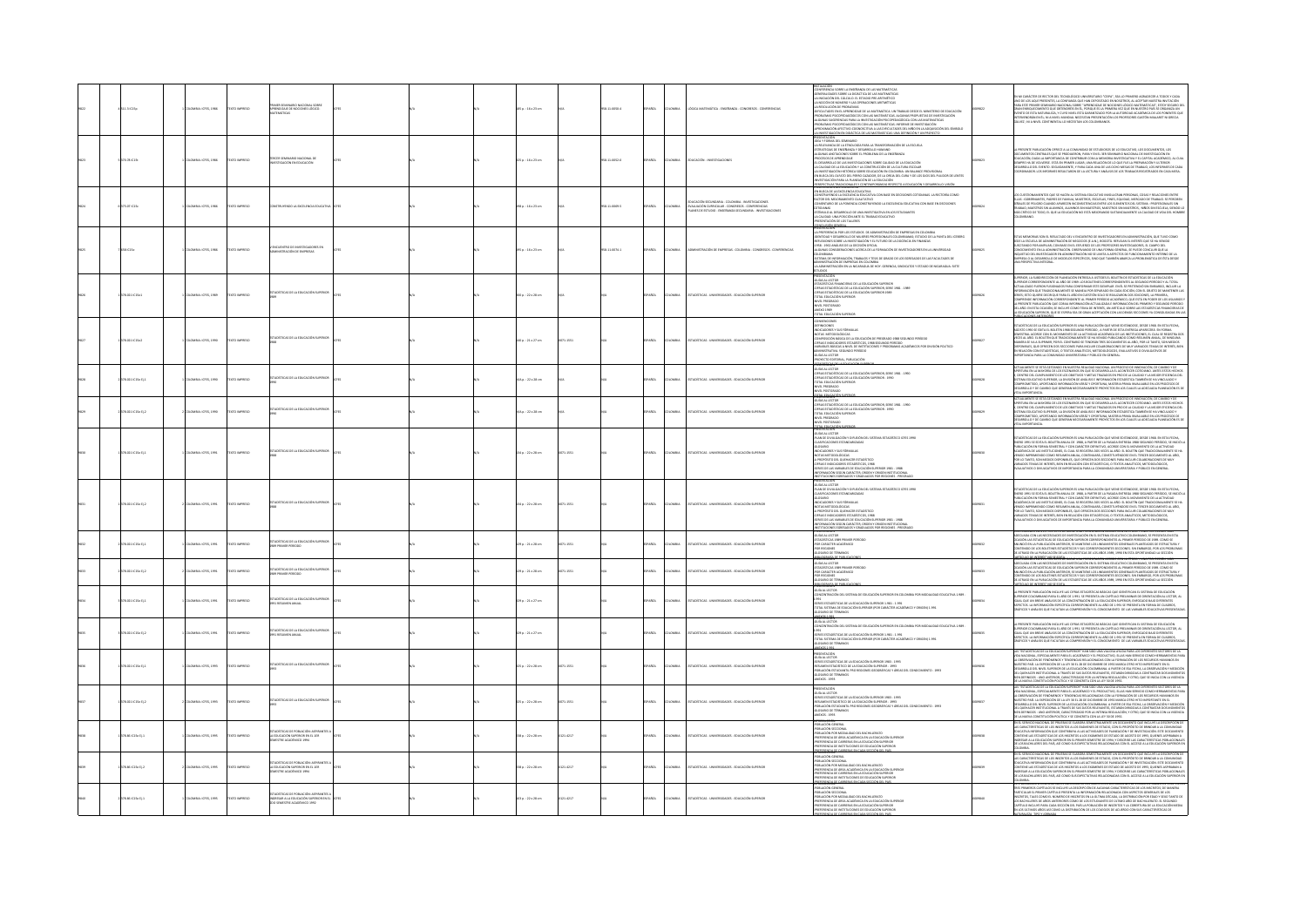| ID | Clasificación | Editorial | Tipo | Título | Idioma | País | Temas |
|---|---|---|---|---|---|---|---|
| 9822 | 511.3 IC15p | COLOMBIA: ICFES, 1986 | TEXTO IMPRESO | PRIMER SEMINARIO NACIONAL SOBRE APRENDIZAJE DE NOCIONES LÓGICO MATEMÁTICAS | ESPAÑOL | COLOMBIA | LÓGICA MATEMÁTICA - ENSEÑANZA - CONGRESOS - CONFERENCIAS |
| 9823 | 370.78 IC15s | COLOMBIA: ICFES, 1986 | TEXTO IMPRESO | PRIMER SEMINARIO NACIONAL DE INVESTIGACIÓN EN EDUCACIÓN | ESPAÑOL | COLOMBIA | EDUCACIÓN - INVESTIGACIONES |
| 9824 | 373.07 IC15c | COLOMBIA: ICFES, 1986 | TEXTO IMPRESO | CONSTRUYENDO LA EXCELENCIA EDUCATIVA | ESPAÑOL | COLOMBIA | EDUCACIÓN SECUNDARIA - COLOMBIA - INVESTIGACIONES |
| 9825 | 658 IC15a | COLOMBIA: ICFES, 1986 | TEXTO IMPRESO | IV ENCUENTRO DE INVESTIGADORES EN ADMINISTRACIÓN DE EMPRESAS | ESPAÑOL | COLOMBIA | ADMINISTRACIÓN DE EMPRESAS - COLOMBIA - CONGRESOS - CONFERENCIAS |
| 9826 | 378.01 IC15e | COLOMBIA: ICFES, 1989 | TEXTO IMPRESO | ESTADÍSTICAS DE LA EDUCACIÓN SUPERIOR 1988 | ESPAÑOL | COLOMBIA | ESTADÍSTICAS - UNIVERSIDADES - EDUCACIÓN SUPERIOR |
| 9827 | 378.01 IC15e | COLOMBIA: ICFES, 1990 | TEXTO IMPRESO | ESTADÍSTICAS DE LA EDUCACIÓN SUPERIOR 1988 | ESPAÑOL | COLOMBIA | ESTADÍSTICAS - UNIVERSIDADES - EDUCACIÓN SUPERIOR |
| 9828 | 378.01 IC15e Ej.1 | COLOMBIA: ICFES, 1990 | TEXTO IMPRESO | ESTADÍSTICAS DE LA EDUCACIÓN SUPERIOR 1990 | ESPAÑOL | COLOMBIA | ESTADÍSTICAS - UNIVERSIDADES - EDUCACIÓN SUPERIOR |
| 9829 | 378.01 IC15e Ej.2 | COLOMBIA: ICFES, 1990 | TEXTO IMPRESO | ESTADÍSTICAS DE LA EDUCACIÓN SUPERIOR 1990 | ESPAÑOL | COLOMBIA | ESTADÍSTICAS - UNIVERSIDADES - EDUCACIÓN SUPERIOR |
| 9830 | 378.01 IC15e Ej.1 | COLOMBIA: ICFES, 1990 | TEXTO IMPRESO | ESTADÍSTICAS DE LA EDUCACIÓN SUPERIOR 1988 | ESPAÑOL | COLOMBIA | ESTADÍSTICAS - UNIVERSIDADES - EDUCACIÓN SUPERIOR |
| 9831 | 378.01 IC15e Ej.2 | COLOMBIA: ICFES, 1990 | TEXTO IMPRESO | ESTADÍSTICAS DE LA EDUCACIÓN SUPERIOR 1988 | ESPAÑOL | COLOMBIA | ESTADÍSTICAS - UNIVERSIDADES - EDUCACIÓN SUPERIOR |
| 9832 | 378.01 IC15e Ej.1 | COLOMBIA: ICFES, 1990 | TEXTO IMPRESO | ESTADÍSTICAS DE LA EDUCACIÓN SUPERIOR 1989 PRIMER PERIODO | ESPAÑOL | COLOMBIA | ESTADÍSTICAS - UNIVERSIDADES - EDUCACIÓN SUPERIOR |
| 9833 | 378.01 IC15e Ej.2 | COLOMBIA: ICFES, 1990 | TEXTO IMPRESO | ESTADÍSTICAS DE LA EDUCACIÓN SUPERIOR 1989 PRIMER PERIODO | ESPAÑOL | COLOMBIA | ESTADÍSTICAS - UNIVERSIDADES - EDUCACIÓN SUPERIOR |
| 9834 | 378.01 IC15e Ej.1 | COLOMBIA: ICFES, 1991 | TEXTO IMPRESO | ESTADÍSTICAS DE LA EDUCACIÓN SUPERIOR 1991 RESUMEN ANUAL | ESPAÑOL | COLOMBIA | ESTADÍSTICAS - UNIVERSIDADES - EDUCACIÓN SUPERIOR |
| 9835 | 378.01 IC15e Ej.2 | COLOMBIA: ICFES, 1991 | TEXTO IMPRESO | ESTADÍSTICAS DE LA EDUCACIÓN SUPERIOR 1991 RESUMEN ANUAL | ESPAÑOL | COLOMBIA | ESTADÍSTICAS - UNIVERSIDADES - EDUCACIÓN SUPERIOR |
| 9836 | 378.01 IC15e Ej.1 | COLOMBIA: ICFES, 1993 | TEXTO IMPRESO | ESTADÍSTICAS DE LA EDUCACIÓN SUPERIOR 1993 | ESPAÑOL | COLOMBIA | ESTADÍSTICAS - UNIVERSIDADES - EDUCACIÓN SUPERIOR |
| 9837 | 378.01 IC15e Ej.2 | COLOMBIA: ICFES, 1993 | TEXTO IMPRESO | ESTADÍSTICAS DE LA EDUCACIÓN SUPERIOR 1993 | ESPAÑOL | COLOMBIA | ESTADÍSTICAS - UNIVERSIDADES - EDUCACIÓN SUPERIOR |
| 9838 | 378.01 IC15e Ej.1 | COLOMBIA: ICFES, 1995 | TEXTO IMPRESO | ESTADÍSTICAS DE POBLACIÓN ASPIRANTE A LA EDUCACIÓN SUPERIOR EN EL 1ER SEMESTRE ACADÉMICO 1994 | ESPAÑOL | COLOMBIA | ESTADÍSTICAS - UNIVERSIDADES - EDUCACIÓN SUPERIOR |
| 9839 | 378.01 IC15e Ej.2 | COLOMBIA: ICFES, 1995 | TEXTO IMPRESO | ESTADÍSTICAS DE POBLACIÓN ASPIRANTE A LA EDUCACIÓN SUPERIOR EN EL 1ER SEMESTRE ACADÉMICO 1994 | ESPAÑOL | COLOMBIA | ESTADÍSTICAS - UNIVERSIDADES - EDUCACIÓN SUPERIOR |
| 9840 | 378.01 IC15e | COLOMBIA: ICFES, 1995 | TEXTO IMPRESO | ESTADÍSTICAS DE POBLACIÓN ASPIRANTE A INGRESAR A LA EDUCACIÓN SUPERIOR EN EL 2DO SEMESTRE ACADÉMICO 1993 | ESPAÑOL | COLOMBIA | ESTADÍSTICAS - UNIVERSIDADES - EDUCACIÓN SUPERIOR |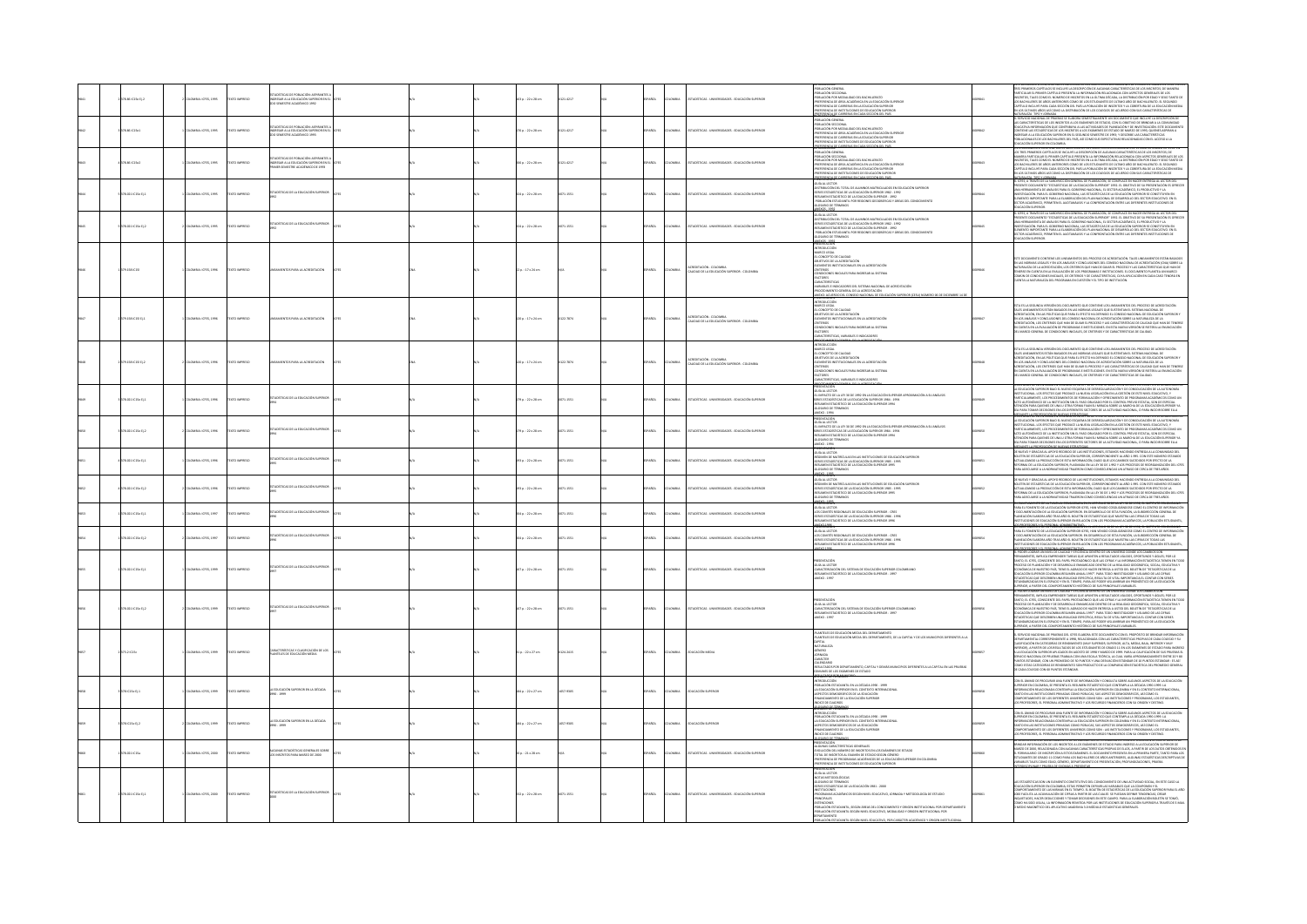| No. | Clasificación | Ej. | Pie de imprenta | Tipo | Título | Descripción física | ISSN | Idioma | País | Materias |
|---|---|---|---|---|---|---|---|---|---|---|
| 9841 | 378.86 IC15e Ej.2 | 2 | Colombia: ICFES, 1993 | Texto impreso | Estadísticas de población aspirante a ingresar a la educación superior en el II semestre académico 1992 | 403 p.; 22 x 28 cm | 0122-4217 | Español | Colombia | Estadísticas - Universidades - Educación superior |
| 9842 | 378.86 IC15e I | 1 | Colombia: ICFES, 1993 | Texto impreso | Estadísticas de población aspirante a ingresar a la educación superior en el II semestre académico 1991 | 370 p.; 22 x 28 cm | 0122-4217 | Español | Colombia | Estadísticas - Universidades - Educación superior |
| 9843 | 378.86 IC15e3 | 1 | Colombia: ICFES, 1993 | Texto impreso | Estadísticas de población aspirante a ingresar a la educación superior en el primer semestre académico de 1993 | 390 p.; 22 x 28 cm | 0122-4217 | Español | Colombia | Estadísticas - Universidades - Educación superior |
| 9844 | 378.86 IC15e Ej.1 | 1 | Colombia: ICFES, 1995 | Texto impreso | Estadísticas de la educación superior 1992 | 514 p.; 22 x 28 cm | 0071-3551 | Español | Colombia | Estadísticas - Universidades - Educación superior |
| 9845 | 378.86 IC15e Ej.2 | 2 | Colombia: ICFES, 1995 | Texto impreso | Estadísticas de la educación superior 1992 | 514 p.; 22 x 28 cm | 0071-3551 | Español | Colombia | Estadísticas - Universidades - Educación superior |
| 9846 | 378.0193 IC15l | 1 | Colombia: ICFES, 1996 | Texto impreso | Lineamientos para la acreditación | 52 p.; 17 x 24 cm | | Español | Colombia | Acreditación - Colombia; Calidad de la educación superior - Colombia |
| 9847 | 378.0193 IC15l Ej.1 | 1 | Colombia: ICFES, 1996 | Texto impreso | Lineamientos para la acreditación | 128 p.; 17 x 24 cm | 0122-7874 | Español | Colombia | Acreditación - Colombia; Calidad de la educación superior - Colombia |
| 9848 | 378.0193 IC15l Ej.2 | 2 | Colombia: ICFES, 1996 | Texto impreso | Lineamientos para la acreditación | 128 p.; 17 x 24 cm | 0122-7874 | Español | Colombia | Acreditación - Colombia; Calidad de la educación superior - Colombia |
| 9849 | 378.86 IC15e Ej.1 | 1 | Colombia: ICFES, 1996 | Texto impreso | Estadísticas de la educación superior 1994 | 279 p.; 22 x 28 cm | 0071-3551 | Español | Colombia | Estadísticas - Universidades - Educación superior |
| 9850 | 378.86 IC15e Ej.2 | 2 | Colombia: ICFES, 1996 | Texto impreso | Estadísticas de la educación superior 1994 | 279 p.; 22 x 28 cm | 0071-3551 | Español | Colombia | Estadísticas - Universidades - Educación superior |
| 9851 | 378.86 IC15e Ej.1 | 1 | Colombia: ICFES, 1996 | Texto impreso | Estadísticas de la educación superior 1995 | 493 p.; 22 x 28 cm | 0071-3551 | Español | Colombia | Estadísticas - Universidades - Educación superior |
| 9852 | 378.86 IC15e Ej.2 | 2 | Colombia: ICFES, 1996 | Texto impreso | Estadísticas de la educación superior 1995 | 493 p.; 22 x 28 cm | 0071-3551 | Español | Colombia | Estadísticas - Universidades - Educación superior |
| 9853 | 378.86 IC15e Ej.1 | 1 | Colombia: ICFES, 1997 | Texto impreso | Estadísticas de la educación superior 1996 | 304 p.; 22 x 28 cm | 0071-3551 | Español | Colombia | Estadísticas - Universidades - Educación superior |
| 9854 | 378.86 IC15e Ej.2 | 2 | Colombia: ICFES, 1997 | Texto impreso | Estadísticas de la educación superior 1996 | 304 p.; 22 x 28 cm | 0071-3551 | Español | Colombia | Estadísticas - Universidades - Educación superior |
| 9855 | 378.86 IC15e Ej.1 | 1 | Colombia: ICFES, 1999 | Texto impreso | Estadísticas de la educación superior 1997 | 347 p.; 22 x 28 cm | 0071-3551 | Español | Colombia | Estadísticas - Universidades - Educación superior |
| 9856 | 378.86 IC15e Ej.2 | 2 | Colombia: ICFES, 1999 | Texto impreso | Estadísticas de la educación superior 1997 | 347 p.; 22 x 28 cm | 0071-3551 | Español | Colombia | Estadísticas - Universidades - Educación superior |
| 9857 | 371.2 IC15c | 1 | Colombia: ICFES, 1999 | Texto impreso | Características y clasificación de los planteles de educación media | 81 p.; 22 x 27 cm | 0124-1419 | Español | Colombia | Educación media |
| 9858 | 378 IC15e Ej.1 | 1 | Colombia: ICFES, 1999 | Texto impreso | La educación superior en la década 1990 - 1999 | 484 p.; 22 x 27 cm | 1657-9569 | Español | Colombia | Educación superior |
| 9859 | 378 IC15e Ej.2 | 2 | Colombia: ICFES, 1999 | Texto impreso | La educación superior en la década 1990 - 1999 | 484 p.; 22 x 27 cm | 1657-9569 | Español | Colombia | Educación superior |
| 9860 | 378.86 IC15a | 1 | Colombia: ICFES, 2000 | Texto impreso | Algunas estadísticas generales sobre los inscritos para marzo de 2000 | 35 p.; 22 x 28 cm | | Español | Colombia | Estadísticas - Universidades - Educación superior |
| 9861 | 378.86 IC15e Ej.1 | 1 | Colombia: ICFES, 2000 | Texto impreso | Estadísticas de la educación superior 2000 | 322 p.; 22 x 28 cm | 0071-3551 | Español | Colombia | Estadísticas - Universidades - Educación superior |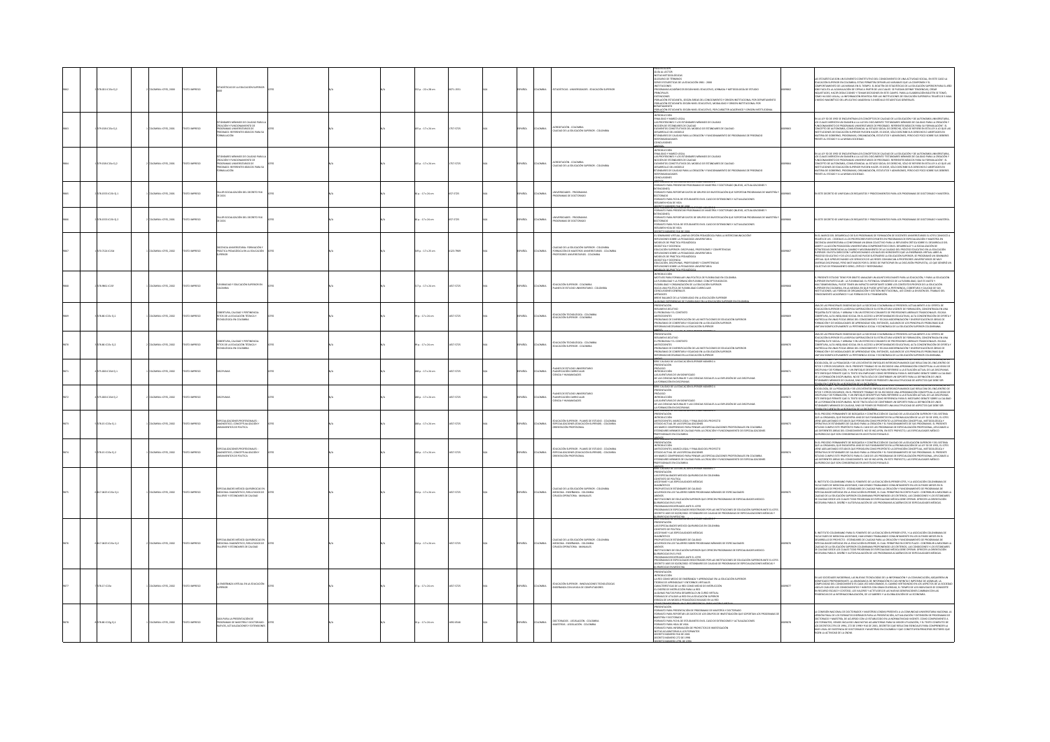| | | | | | | | | | | | | | | |
|---|---|---|---|---|---|---|---|---|---|---|---|---|---|---|
| 9662 | 378.861 IC35e Ej.2 | 2 | COLOMBIA: ICFES, 2000 | TEXTO IMPRESO | ESTADÍSTICAS DE LA EDUCACIÓN SUPERIOR 2000 | ICFES | N/A | N/A | 332 p. : 22 x 28 cm | 0121-1951 | 1RA | ESPAÑOL | COLOMBIA | ESTADÍSTICAS - UNIVERSIDADES - EDUCACIÓN SUPERIOR |
| 9663 | 378.0158 IC35e Ej.1 | 1 | COLOMBIA: ICFES, 2001 | TEXTO IMPRESO | ESTÁNDARES MÍNIMOS DE CALIDAD PARA LA CREACIÓN Y FUNCIONAMIENTO DE PROGRAMAS UNIVERSITARIOS DE PREGRADO: REFERENTE BÁSICO PARA SU FORMALIZACIÓN | ICFES | N/A | N/A | 105 p. : 17 x 24 cm | 1657-5725 | 1RA | ESPAÑOL | COLOMBIA | ACREDITACIÓN - COLOMBIA; CALIDAD DE LA EDUCACIÓN SUPERIOR - COLOMBIA |
| 9664 | 378.0158 IC35e Ej.2 | 2 | COLOMBIA: ICFES, 2001 | TEXTO IMPRESO | ESTÁNDARES MÍNIMOS DE CALIDAD PARA LA CREACIÓN Y FUNCIONAMIENTO DE PROGRAMAS UNIVERSITARIOS DE PREGRADO: REFERENTE BÁSICO PARA SU FORMALIZACIÓN | ICFES | N/A | N/A | 105 p. : 17 x 24 cm | 1657-5725 | 1RA | ESPAÑOL | COLOMBIA | ACREDITACIÓN - COLOMBIA; CALIDAD DE LA EDUCACIÓN SUPERIOR - COLOMBIA |
| 9665 | 378.1553 IC35t Ej.1 | 1 | COLOMBIA: ICFES, 2001 | TEXTO IMPRESO | TALLER SOCIALIZACIÓN DEL DECRETO 916 DE 2001 | ICFES | N/A | N/A | 60 p. : 17 x 24 cm | 1657-5725 | 1RA | ESPAÑOL | COLOMBIA | UNIVERSIDADES - PROGRAMAS; PROGRAMAS DE DOCTORADO |
| 9666 | 378.1553 IC35t Ej.2 | 2 | COLOMBIA: ICFES, 2001 | TEXTO IMPRESO | TALLER SOCIALIZACIÓN DEL DECRETO 916 DE 2001 | ICFES | N/A | N/A | 60 p. : 17 x 24 cm | 1657-5725 | 1RA | ESPAÑOL | COLOMBIA | UNIVERSIDADES - PROGRAMAS; PROGRAMAS DE DOCTORADO |
| 9667 | 370.71 IC35d | 1 | COLOMBIA: ICFES, 2002 | TEXTO IMPRESO | DOCENCIA UNIVERSITARIA: FORMACIÓN Y PRÁCTICA PEDAGÓGICA EN LA EDUCACIÓN SUPERIOR | ICFES | N/A | N/A | 149 p. : 17 x 25 cm | 0121-7909 | 1RA | ESPAÑOL | COLOMBIA | CALIDAD DE LA EDUCACIÓN SUPERIOR - COLOMBIA; FORMACIÓN DE MAESTROS UNIVERSITARIOS - COLOMBIA; PROFESORES UNIVERSITARIOS - COLOMBIA |
| 9668 | 378.861 IC35f | 1 | COLOMBIA: ICFES, 2002 | TEXTO IMPRESO | FLEXIBILIDAD Y EDUCACIÓN SUPERIOR EN COLOMBIA | ICFES | N/A | N/A | 117 p. : 17 x 24 cm | 1657-5725 | 1RA | ESPAÑOL | COLOMBIA | EDUCACIÓN SUPERIOR - COLOMBIA; PLANES DE ESTUDIO UNIVERSITARIO - COLOMBIA |
| 9669 | 378.86 IC35c Ej.1 | 1 | COLOMBIA: ICFES, 2002 | TEXTO IMPRESO | COBERTURA, CALIDAD Y PERTINENCIA: RETOS DE LA EDUCACIÓN TÉCNICA Y TECNOLÓGICA EN COLOMBIA | ICFES | N/A | N/A | 99 p. : 17 x 24 cm | 1657-5725 | 1RA | ESPAÑOL | COLOMBIA | EDUCACIÓN TECNOLÓGICA - COLOMBIA; EDUCACIÓN SUPERIOR - COLOMBIA |
| 9670 | 378.86 IC35c Ej.2 | 2 | COLOMBIA: ICFES, 2002 | TEXTO IMPRESO | COBERTURA, CALIDAD Y PERTINENCIA: RETOS DE LA EDUCACIÓN TÉCNICA Y TECNOLÓGICA EN COLOMBIA | ICFES | N/A | N/A | 99 p. : 17 x 24 cm | 1657-5725 | 1RA | ESPAÑOL | COLOMBIA | EDUCACIÓN TECNOLÓGICA - COLOMBIA; EDUCACIÓN SUPERIOR - COLOMBIA |
| 9671 | 375.006 IC35d Ej.1 | 1 | COLOMBIA: ICFES, 2002 | TEXTO IMPRESO | DISCIPLINAS | ICFES | N/A | N/A | 188 p. : 17 x 24 cm | 1657-5725 | 1RA | ESPAÑOL | COLOMBIA | PLANES DE ESTUDIO UNIVERSITARIO; PLANIFICACIÓN CURRICULAR; CIENCIA Y HUMANIDADES |
| 9672 | 375.006 IC35d Ej.2 | 2 | COLOMBIA: ICFES, 2002 | TEXTO IMPRESO | DISCIPLINAS | ICFES | N/A | N/A | 188 p. : 17 x 24 cm | 1657-5725 | 1RA | ESPAÑOL | COLOMBIA | PLANES DE ESTUDIO UNIVERSITARIO; PLANIFICACIÓN CURRICULAR; CIENCIA Y HUMANIDADES |
| 9673 | 378.15 IC35e Ej.1 | 1 | COLOMBIA: ICFES, 2002 | TEXTO IMPRESO | ESPECIALIZACIONES PROFESIONALES: DIAGNÓSTICO, CONCEPTUALIZACIÓN Y ORIENTACIÓN DE POLÍTICA | ICFES | N/A | N/A | 188 p. : 17 x 24 cm | 1657-5725 | 1RA | ESPAÑOL | COLOMBIA | EDUCACIÓN SUPERIOR - PLANES DE ESTUDIO - COLOMBIA; ESPECIALIZACIONES (EDUCACIÓN SUPERIOR) - COLOMBIA; ORIENTACIÓN PROFESIONAL |
| 9674 | 378.15 IC35e Ej.2 | 2 | COLOMBIA: ICFES, 2002 | TEXTO IMPRESO | ESPECIALIZACIONES PROFESIONALES: DIAGNÓSTICO, CONCEPTUALIZACIÓN Y ORIENTACIÓN DE POLÍTICA | ICFES | N/A | N/A | 188 p. : 17 x 24 cm | 1657-5725 | 1RA | ESPAÑOL | COLOMBIA | EDUCACIÓN SUPERIOR - PLANES DE ESTUDIO - COLOMBIA; ESPECIALIZACIONES (EDUCACIÓN SUPERIOR) - COLOMBIA; ORIENTACIÓN PROFESIONAL |
| 9675 | 610.71 IC35e Ej.1 | 1 | COLOMBIA: ICFES, 2002 | TEXTO IMPRESO | ESPECIALIDADES MÉDICO QUIRÚRGICAS EN MEDICINA: DIAGNÓSTICO, RESULTADOS DE TALLERES Y ESTÁNDARES DE CALIDAD | ICFES | N/A | N/A | 194 p. : 17 x 24 cm | 1657-5725 | 1RA | ESPAÑOL | COLOMBIA | CALIDAD DE LA EDUCACIÓN SUPERIOR - COLOMBIA; MEDICINA - ENSEÑANZA - COLOMBIA; CIRUGÍA OPERATORIA - MANUALES |
| 9676 | 610.71 IC35e Ej.2 | 2 | COLOMBIA: ICFES, 2002 | TEXTO IMPRESO | ESPECIALIDADES MÉDICO QUIRÚRGICAS EN MEDICINA: DIAGNÓSTICO, RESULTADOS DE TALLERES Y ESTÁNDARES DE CALIDAD | ICFES | N/A | N/A | 194 p. : 17 x 24 cm | 1657-5725 | 1RA | ESPAÑOL | COLOMBIA | CALIDAD DE LA EDUCACIÓN SUPERIOR - COLOMBIA; MEDICINA - ENSEÑANZA - COLOMBIA; CIRUGÍA OPERATORIA - MANUALES |
| 9677 | 378.17 IC35e | 1 | COLOMBIA: ICFES, 2002 | TEXTO IMPRESO | LA ENSEÑANZA VIRTUAL EN LA EDUCACIÓN SUPERIOR | ICFES | N/A | N/A | 37 p. : 17 x 24 cm | 1657-5725 | 1RA | ESPAÑOL | COLOMBIA | EDUCACIÓN SUPERIOR - INNOVACIONES TECNOLÓGICAS; ENSEÑANZA CON AYUDA DE COMPUTADORES |
| 9678 | 378.86 IC35g Ej.1 | 1 | COLOMBIA: ICFES, 2002 | TEXTO IMPRESO | GUÍA PARA LA PRESENTACIÓN DE PROGRAMAS DE MAESTRÍA Y DOCTORADO: NUEVOS, SUS VALIDACIONES Y EXTENSIONES | ICFES | N/A | N/A | 50 p. : 17 x 24 cm | 0120-0949 | 1RA | ESPAÑOL | COLOMBIA | DOCTORADOS - LEGISLACIÓN - COLOMBIA; MAESTRÍAS - LEGISLACIÓN - COLOMBIA |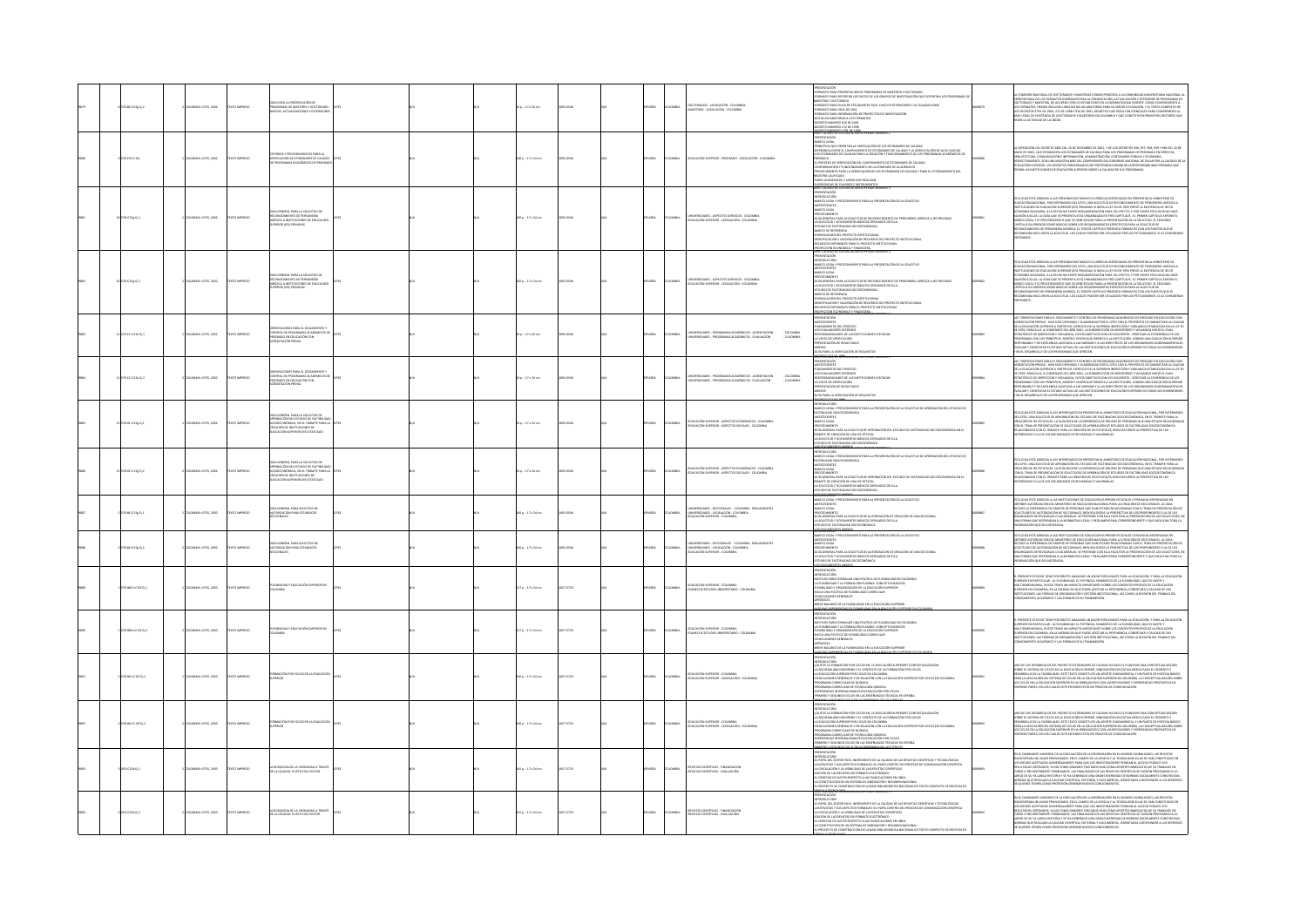| Título | Pie de imprenta | Tipo | Idioma | País | Materias |
|---|---|---|---|---|---|
| GUÍA PARA LA PRESENTACIÓN DE PROGRAMAS DE MAESTRÍA Y DOCTORADO NUEVOS, ACTUALIZACIONES Y EXTENSIONES | COLOMBIA: ICFES, 2002 | TEXTO IMPRESO | ESPAÑOL | COLOMBIA | DOCTORADOS - LEGISLACIÓN - COLOMBIA; MAESTRÍAS - LEGISLACIÓN - COLOMBIA |
| CRITERIOS Y PROCEDIMIENTOS PARA LA VERIFICACIÓN DE ESTÁNDARES DE CALIDAD DE PROGRAMAS ACADÉMICOS DE PREGRADO | COLOMBIA: ICFES, 2002 | TEXTO IMPRESO | ESPAÑOL | COLOMBIA | EDUCACIÓN SUPERIOR - PREGRADO - LEGISLACIÓN - COLOMBIA |
| GUÍA GENERAL PARA LA SOLICITUD DE RECONOCIMIENTO DE PERSONERÍA JURÍDICA A INSTITUCIONES DE EDUCACIÓN SUPERIOR (IES) PRIVADAS | COLOMBIA: ICFES, 2002 | TEXTO IMPRESO | ESPAÑOL | COLOMBIA | UNIVERSIDADES - ASPECTOS JURÍDICOS - COLOMBIA; EDUCACIÓN SUPERIOR - LEGISLACIÓN - COLOMBIA |
| GUÍA GENERAL PARA LA SOLICITUD DE RECONOCIMIENTO DE PERSONERÍA JURÍDICA A INSTITUCIONES DE EDUCACIÓN SUPERIOR (IES) PRIVADAS | COLOMBIA: ICFES, 2002 | TEXTO IMPRESO | ESPAÑOL | COLOMBIA | UNIVERSIDADES - ASPECTOS JURÍDICOS - COLOMBIA; EDUCACIÓN SUPERIOR - LEGISLACIÓN - COLOMBIA |
| ORIENTACIONES PARA EL SEGUIMIENTO Y CONTROL DE PROGRAMAS ACADÉMICOS DE PREGRADO EN LIQUIDACIÓN CON ACREDITACIÓN PREVIA | COLOMBIA: ICFES, 2002 | TEXTO IMPRESO | ESPAÑOL | COLOMBIA | UNIVERSIDADES - PROGRAMAS ACADÉMICOS - ACREDITACIÓN - COLOMBIA; UNIVERSIDADES - PROGRAMAS ACADÉMICOS - EVALUACIÓN - COLOMBIA |
| ORIENTACIONES PARA EL SEGUIMIENTO Y CONTROL DE PROGRAMAS ACADÉMICOS DE PREGRADO EN LIQUIDACIÓN CON ACREDITACIÓN PREVIA | COLOMBIA: ICFES, 2002 | TEXTO IMPRESO | ESPAÑOL | COLOMBIA | UNIVERSIDADES - PROGRAMAS ACADÉMICOS - ACREDITACIÓN - COLOMBIA; UNIVERSIDADES - PROGRAMAS ACADÉMICOS - EVALUACIÓN - COLOMBIA |
| GUÍA GENERAL PARA LA SOLICITUD DE APROBACIÓN DEL ESTUDIO DE FACTIBILIDAD SOCIOECONÓMICA, EN EL TRÁMITE PARA LA CREACIÓN DE INSTITUCIONES DE EDUCACIÓN SUPERIOR (IES) ESTATALES | COLOMBIA: ICFES, 2002 | TEXTO IMPRESO | ESPAÑOL | COLOMBIA | EDUCACIÓN SUPERIOR - ASPECTOS ECONÓMICOS - COLOMBIA; EDUCACIÓN SUPERIOR - ASPECTOS SOCIALES - COLOMBIA |
| GUÍA GENERAL PARA LA SOLICITUD DE APROBACIÓN DEL ESTUDIO DE FACTIBILIDAD SOCIOECONÓMICA, EN EL TRÁMITE PARA LA CREACIÓN DE INSTITUCIONES DE EDUCACIÓN SUPERIOR (IES) ESTATALES | COLOMBIA: ICFES, 2002 | TEXTO IMPRESO | ESPAÑOL | COLOMBIA | EDUCACIÓN SUPERIOR - ASPECTOS ECONÓMICOS - COLOMBIA; EDUCACIÓN SUPERIOR - ASPECTOS SOCIALES - COLOMBIA |
| GUÍA GENERAL PARA SOLICITUD DE AUTORIZACIÓN PARA ESTABLECER SECCIONALES | COLOMBIA: ICFES, 2002 | TEXTO IMPRESO | ESPAÑOL | COLOMBIA | UNIVERSIDADES - SECCIONALES - COLOMBIA - REGLAMENTOS; UNIVERSIDADES - LEGISLACIÓN - COLOMBIA; EDUCACIÓN SUPERIOR - COLOMBIA |
| GUÍA GENERAL PARA SOLICITUD DE AUTORIZACIÓN PARA ESTABLECER SECCIONALES | COLOMBIA: ICFES, 2002 | TEXTO IMPRESO | ESPAÑOL | COLOMBIA | UNIVERSIDADES - SECCIONALES - COLOMBIA - REGLAMENTOS; UNIVERSIDADES - LEGISLACIÓN - COLOMBIA; EDUCACIÓN SUPERIOR - COLOMBIA |
| FLEXIBILIDAD Y EDUCACIÓN SUPERIOR EN COLOMBIA | COLOMBIA: ICFES, 2003 | TEXTO IMPRESO | ESPAÑOL | COLOMBIA | EDUCACIÓN SUPERIOR - COLOMBIA; PLANES DE ESTUDIO UNIVERSITARIO - COLOMBIA |
| FLEXIBILIDAD Y EDUCACIÓN SUPERIOR EN COLOMBIA | COLOMBIA: ICFES, 2003 | TEXTO IMPRESO | ESPAÑOL | COLOMBIA | EDUCACIÓN SUPERIOR - COLOMBIA; PLANES DE ESTUDIO UNIVERSITARIO - COLOMBIA |
| FORMACIÓN POR CICLOS EN LA EDUCACIÓN SUPERIOR | COLOMBIA: ICFES, 2003 | TEXTO IMPRESO | ESPAÑOL | COLOMBIA | EDUCACIÓN SUPERIOR - COLOMBIA; EDUCACIÓN SUPERIOR - LEGISLACIÓN - COLOMBIA |
| FORMACIÓN POR CICLOS EN LA EDUCACIÓN SUPERIOR | COLOMBIA: ICFES, 2003 | TEXTO IMPRESO | ESPAÑOL | COLOMBIA | EDUCACIÓN SUPERIOR - COLOMBIA; EDUCACIÓN SUPERIOR - LEGISLACIÓN - COLOMBIA |
| LA BÚSQUEDA DE LA VISIBILIDAD A TRAVÉS DE LA CALIDAD: EL RETO DEL EDITOR | COLOMBIA: ICFES, 2003 | TEXTO IMPRESO | ESPAÑOL | COLOMBIA | REVISTAS CIENTÍFICAS - FINANCIACIÓN; REVISTAS CIENTÍFICAS - EVALUACIÓN |
| LA BÚSQUEDA DE LA VISIBILIDAD A TRAVÉS DE LA CALIDAD: EL RETO DEL EDITOR | COLOMBIA: ICFES, 2003 | TEXTO IMPRESO | ESPAÑOL | COLOMBIA | REVISTAS CIENTÍFICAS - FINANCIACIÓN; REVISTAS CIENTÍFICAS - EVALUACIÓN |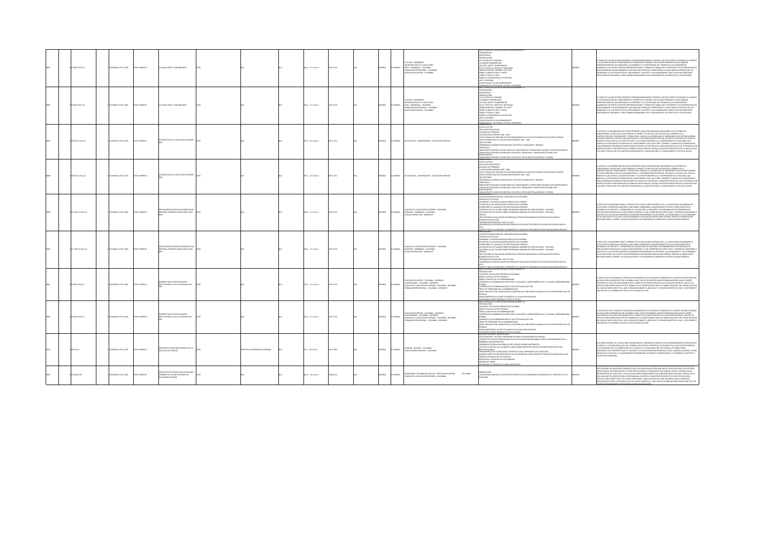| | | | | | | | | | | | | | | | | | |
|---|---|---|---|---|---|---|---|---|---|---|---|---|---|---|---|---|---|
| 99895 | 378.86 IC15c Ej.1 | 1 | COLOMBIA: ICFES, 2002 | TEXTO IMPRESO | CULTURA, ARTES Y HUMANIDADES | ICFES | | N/A | N/A | 464 p. ; 17 x 24 cm | 1657-5725 | 2002 | ESPAÑOL | COLOMBIA | CULTURA - ENSEÑANZA; ANTROPOLOGÍA DE LA EDUCACIÓN; ARTE - ENSEÑANZA - COLOMBIA; FORMACIÓN PROFESIONAL - COLOMBIA; EDUCACIÓN SUPERIOR - COLOMBIA | 0089895 | EL CAMPO DE LA EDUCACIÓN SUPERIOR ES EXTRAORDINARIAMENTE COMPLEJO... |
| 99896 | 378.86 IC15c Ej.2 | 2 | COLOMBIA: ICFES, 2002 | TEXTO IMPRESO | CULTURA, ARTES Y HUMANIDADES | ICFES | | N/A | N/A | 464 p. ; 17 x 24 cm | 1657-5725 | 2002 | ESPAÑOL | COLOMBIA | CULTURA - ENSEÑANZA; ANTROPOLOGÍA DE LA EDUCACIÓN; ARTE - ENSEÑANZA - COLOMBIA; FORMACIÓN PROFESIONAL - COLOMBIA; EDUCACIÓN SUPERIOR - COLOMBIA | 0089896 | EL CAMPO DE LA EDUCACIÓN SUPERIOR ES EXTRAORDINARIAMENTE COMPLEJO... |
| 99897 | 378.61 IC15e Ej.1 | 1 | COLOMBIA: ICFES, 2002 | TEXTO IMPRESO | ESTADÍSTICAS DE LA EDUCACIÓN SUPERIOR 2002 | ICFES | | N/A | N/A | 297 p. ; 22 x 28 cm | 0271-1551 | 2002 | ESPAÑOL | COLOMBIA | ESTADÍSTICAS - UNIVERSIDADES - EDUCACIÓN SUPERIOR | 0089897 | EL ACCESO A LA INFORMACIÓN HA ESTADO PRESENTE COMO UNA NECESIDAD INSALVABLE EN LA HISTORIA DEL CONOCIMIENTO... |
| 99898 | 378.61 IC15e Ej.2 | 2 | COLOMBIA: ICFES, 2002 | TEXTO IMPRESO | ESTADÍSTICAS DE LA EDUCACIÓN SUPERIOR 2002 | ICFES | | N/A | N/A | 297 p. ; 22 x 28 cm | 0271-1551 | 2002 | ESPAÑOL | COLOMBIA | ESTADÍSTICAS - UNIVERSIDADES - EDUCACIÓN SUPERIOR | 0089898 | EL ACCESO A LA INFORMACIÓN HA ESTADO PRESENTE COMO UNA NECESIDAD INSALVABLE EN LA HISTORIA DEL CONOCIMIENTO... |
| 99899 | 617.0615 IC15e Ej.1 | 1 | COLOMBIA: ICFES, 2004 | TEXTO IMPRESO | ESPECIALIDADES MÉDICO QUIRÚRGICAS EN MEDICINA: INFORME CONSOLIDADO 2002-2003 | ICFES | | N/A | N/A | 278 p. ; 17 x 24 cm | 1657-5725 | 2004 | ESPAÑOL | COLOMBIA | CALIDAD DE LA EDUCACIÓN SUPERIOR - COLOMBIA; MEDICINA - ENSEÑANZA - COLOMBIA; CIRUGÍA OPERATORIA - MANUALES | 0089899 | EL INSTITUTO COLOMBIANO PARA EL FOMENTO DE LA EDUCACIÓN SUPERIOR, ICFES, Y LA ASOCIACIÓN COLOMBIANA DE FACULTADES DE MEDICINA... |
| 99900 | 617.0615 IC15e Ej.2 | 2 | COLOMBIA: ICFES, 2004 | TEXTO IMPRESO | ESPECIALIDADES MÉDICO QUIRÚRGICAS EN MEDICINA: INFORME CONSOLIDADO 2002-2003 | ICFES | | N/A | N/A | 278 p. ; 17 x 24 cm | 1657-5725 | 2004 | ESPAÑOL | COLOMBIA | CALIDAD DE LA EDUCACIÓN SUPERIOR - COLOMBIA; MEDICINA - ENSEÑANZA - COLOMBIA; CIRUGÍA OPERATORIA - MANUALES | 0089900 | EL INSTITUTO COLOMBIANO PARA EL FOMENTO DE LA EDUCACIÓN SUPERIOR, ICFES, Y LA ASOCIACIÓN COLOMBIANA DE FACULTADES DE MEDICINA... |
| 99901 | 378.86 IC15i Ej.1 | 1 | COLOMBIA: ICFES, 2004 | TEXTO IMPRESO | INFORME FINAL FORTALECIMIENTO INSTITUCIONAL DE LAS IES PRIVADAS DEL PAÍS | ICFES | | N/A | N/A | 275 p. ; 17 x 25 cm | 1657-5725 | 2004 | ESPAÑOL | COLOMBIA | EDUCACIÓN SUPERIOR - COLOMBIA - INFORMES; UNIVERSIDADES - COLOMBIA - INFORMES; CALIDAD DE LA EDUCACIÓN SUPERIOR - COLOMBIA - INFORMES; FORMACIÓN PROFESIONAL - COLOMBIA - INFORMES | 0089901 | EL OBJETIVO DE ESTE TRABAJO ES REALIZAR UN DIAGNÓSTICO DEL SISTEMA DE GOBIERNO DE LAS INSTITUCIONES PRIVADAS DE EDUCACIÓN SUPERIOR (IES) EN COLOMBIA... |
| 99902 | 378.86 IC15i Ej.2 | 2 | COLOMBIA: ICFES, 2004 | TEXTO IMPRESO | INFORME FINAL FORTALECIMIENTO INSTITUCIONAL DE LAS IES PRIVADAS DEL PAÍS | ICFES | | N/A | N/A | 275 p. ; 17 x 25 cm | 1657-5725 | 2004 | ESPAÑOL | COLOMBIA | EDUCACIÓN SUPERIOR - COLOMBIA - INFORMES; UNIVERSIDADES - COLOMBIA - INFORMES; CALIDAD DE LA EDUCACIÓN SUPERIOR - COLOMBIA - INFORMES; FORMACIÓN PROFESIONAL - COLOMBIA - INFORMES | 0089902 | EL OBJETIVO DE ESTE TRABAJO ES REALIZAR UN DIAGNÓSTICO DEL SISTEMA DE GOBIERNO DE LAS INSTITUCIONES PRIVADAS DE EDUCACIÓN SUPERIOR (IES) EN COLOMBIA... |
| 99903 | 505 IC15u | 1 | COLOMBIA: ICFES, 2005 | TEXTO IMPRESO | UNIVERSITAS SCIENTIARUM REVISTA DE LA FACULTAD DE CIENCIAS | ICFES | | PONTIFICIA UNIVERSIDAD JAVERIANA | N/A | 63 p. ; 16 x 24 cm | 0122-7483 | 2005 | ESPAÑOL | COLOMBIA | CIENCIAS - REVISTAS - COLOMBIA; PUBLICACIONES SERIADAS - COLOMBIA | 0089903 | EN EL AÑO MUNDIAL DE LA FÍSICA 2005... |
| 99904 | 378.86 IC15i | 2 | COLOMBIA: ICFES, 2003 | TEXTO IMPRESO | IMPACTO DE LOS RESULTADOS ECAES 2004 INFORME DE LAS INSTITUCIONES DE EDUCACIÓN SUPERIOR | ICFES | | N/A | N/A | 161 p. ; 16 x 24 cm | 1900-8121 | 2003 | ESPAÑOL | COLOMBIA | MEDICIONES Y PRUEBAS EDUCATIVAS - EDUCACIÓN SUPERIOR - COLOMBIA; CALIDAD DE LA EDUCACIÓN SUPERIOR - COLOMBIA | 0089904 | INSTITUCIONES DE EDUCACIÓN SUPERIOR DE LAS QUE FUERON CONVOCADAS A REALIZAR UNA LECTURA CRÍTICA DE LOS FACTORES... |